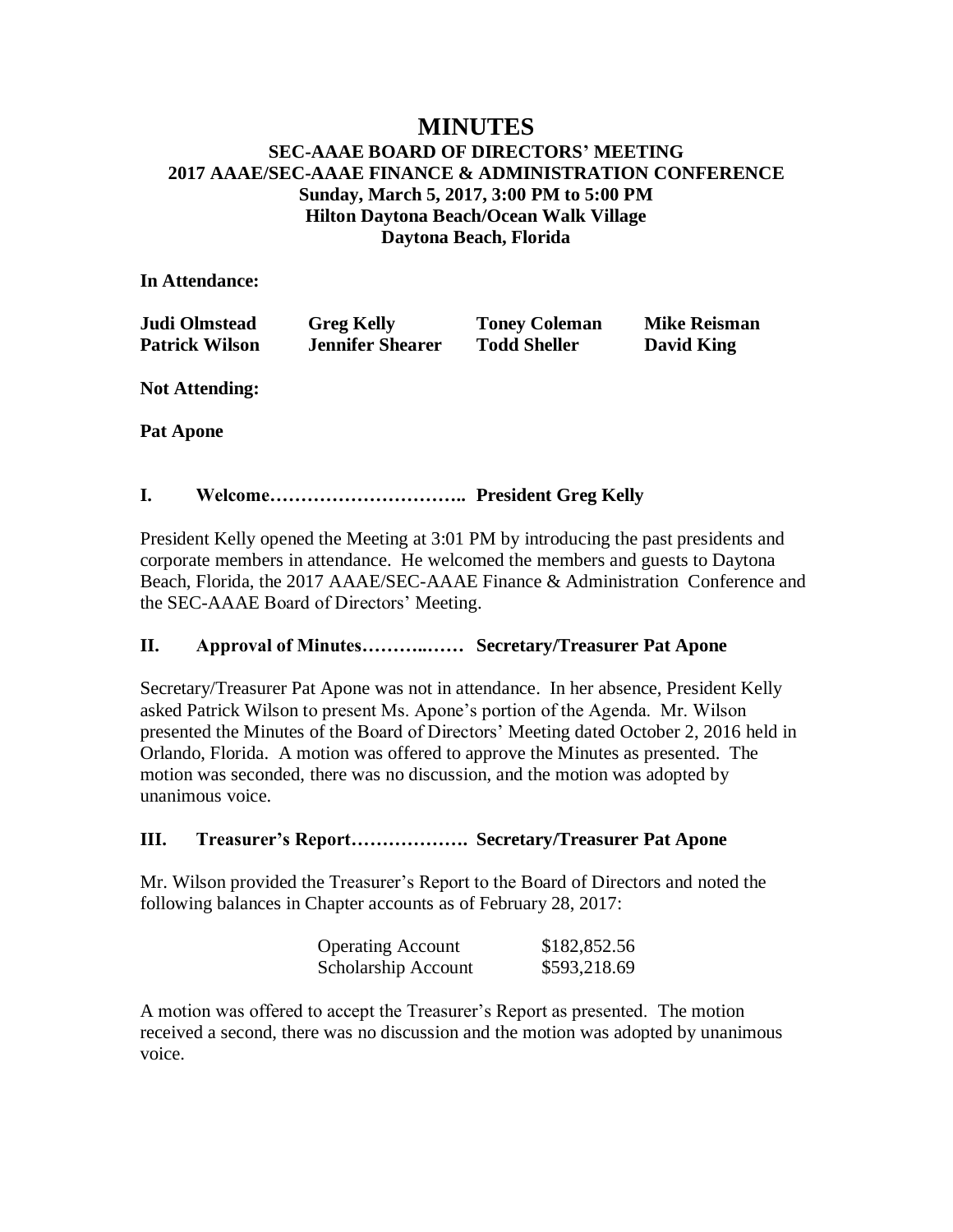# MINUTES

### SEC-AAAE BOARD OF DIRECTORS' MEETING
### 2017 AAAE/SEC-AAAE FINANCE & ADMINISTRATION CONFERENCE
### Sunday, March 5, 2017, 3:00 PM to 5:00 PM
### Hilton Daytona Beach/Ocean Walk Village
### Daytona Beach, Florida

**In Attendance:**

| | | | |
|---|---|---|---|
| **Judi Olmstead** | **Greg Kelly** | **Toney Coleman** | **Mike Reisman** |
| **Patrick Wilson** | **Jennifer Shearer** | **Todd Sheller** | **David King** |

**Not Attending:**

**Pat Apone**

## I. Welcome………………………….. President Greg Kelly

President Kelly opened the Meeting at 3:01 PM by introducing the past presidents and corporate members in attendance. He welcomed the members and guests to Daytona Beach, Florida, the 2017 AAAE/SEC-AAAE Finance & Administration Conference and the SEC-AAAE Board of Directors' Meeting.

## II. Approval of Minutes………..…… Secretary/Treasurer Pat Apone

Secretary/Treasurer Pat Apone was not in attendance. In her absence, President Kelly asked Patrick Wilson to present Ms. Apone's portion of the Agenda. Mr. Wilson presented the Minutes of the Board of Directors' Meeting dated October 2, 2016 held in Orlando, Florida. A motion was offered to approve the Minutes as presented. The motion was seconded, there was no discussion, and the motion was adopted by unanimous voice.

## III. Treasurer's Report………………. Secretary/Treasurer Pat Apone

Mr. Wilson provided the Treasurer's Report to the Board of Directors and noted the following balances in Chapter accounts as of February 28, 2017:

| | |
|---|---|
| Operating Account | $182,852.56 |
| Scholarship Account | $593,218.69 |

A motion was offered to accept the Treasurer's Report as presented. The motion received a second, there was no discussion and the motion was adopted by unanimous voice.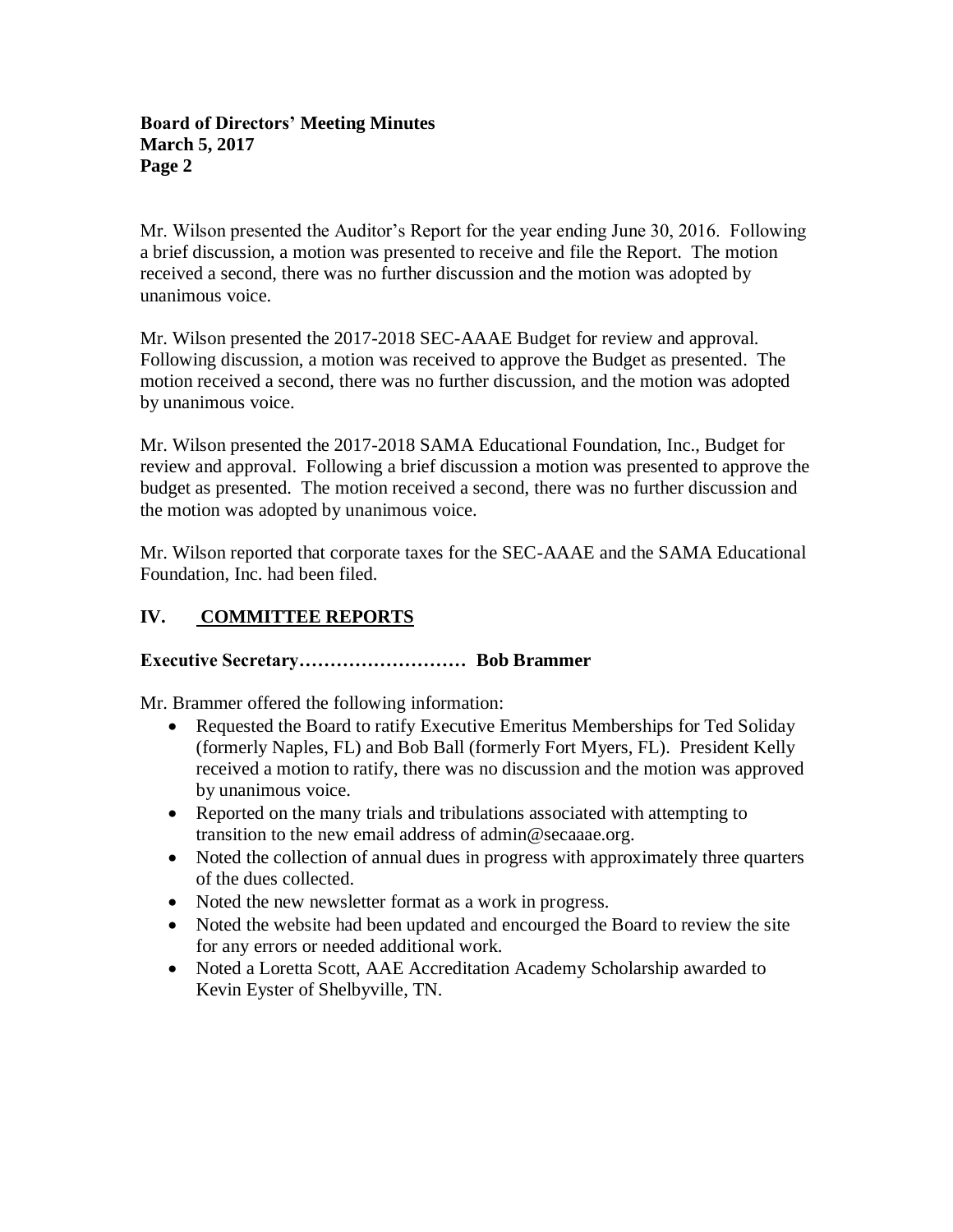Mr. Wilson presented the Auditor's Report for the year ending June 30, 2016. Following a brief discussion, a motion was presented to receive and file the Report. The motion received a second, there was no further discussion and the motion was adopted by unanimous voice.

Mr. Wilson presented the 2017-2018 SEC-AAAE Budget for review and approval. Following discussion, a motion was received to approve the Budget as presented. The motion received a second, there was no further discussion, and the motion was adopted by unanimous voice.

Mr. Wilson presented the 2017-2018 SAMA Educational Foundation, Inc., Budget for review and approval. Following a brief discussion a motion was presented to approve the budget as presented. The motion received a second, there was no further discussion and the motion was adopted by unanimous voice.

Mr. Wilson reported that corporate taxes for the SEC-AAAE and the SAMA Educational Foundation, Inc. had been filed.

## IV. COMMITTEE REPORTS

**Executive Secretary……………………… Bob Brammer**

Mr. Brammer offered the following information:

- Requested the Board to ratify Executive Emeritus Memberships for Ted Soliday (formerly Naples, FL) and Bob Ball (formerly Fort Myers, FL). President Kelly received a motion to ratify, there was no discussion and the motion was approved by unanimous voice.
- Reported on the many trials and tribulations associated with attempting to transition to the new email address of admin@secaaae.org.
- Noted the collection of annual dues in progress with approximately three quarters of the dues collected.
- Noted the new newsletter format as a work in progress.
- Noted the website had been updated and encourged the Board to review the site for any errors or needed additional work.
- Noted a Loretta Scott, AAE Accreditation Academy Scholarship awarded to Kevin Eyster of Shelbyville, TN.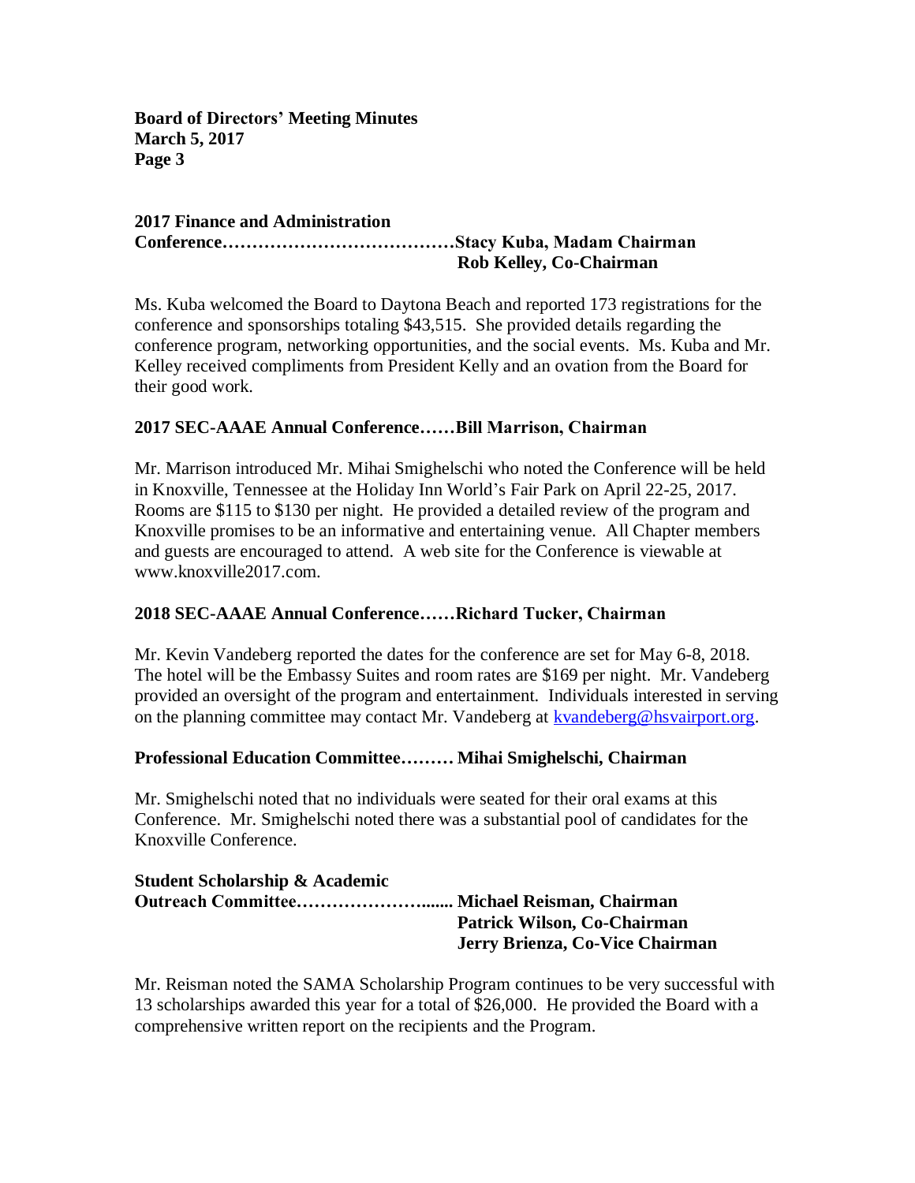**2017 Finance and Administration Conference……………………………………Stacy Kuba, Madam Chairman**
**Rob Kelley, Co-Chairman**

Ms. Kuba welcomed the Board to Daytona Beach and reported 173 registrations for the conference and sponsorships totaling $43,515. She provided details regarding the conference program, networking opportunities, and the social events. Ms. Kuba and Mr. Kelley received compliments from President Kelly and an ovation from the Board for their good work.

**2017 SEC-AAAE Annual Conference……Bill Marrison, Chairman**

Mr. Marrison introduced Mr. Mihai Smighelschi who noted the Conference will be held in Knoxville, Tennessee at the Holiday Inn World's Fair Park on April 22-25, 2017. Rooms are $115 to $130 per night. He provided a detailed review of the program and Knoxville promises to be an informative and entertaining venue. All Chapter members and guests are encouraged to attend. A web site for the Conference is viewable at www.knoxville2017.com.

**2018 SEC-AAAE Annual Conference……Richard Tucker, Chairman**

Mr. Kevin Vandeberg reported the dates for the conference are set for May 6-8, 2018. The hotel will be the Embassy Suites and room rates are $169 per night. Mr. Vandeberg provided an oversight of the program and entertainment. Individuals interested in serving on the planning committee may contact Mr. Vandeberg at kvandeberg@hsvairport.org.

**Professional Education Committee……… Mihai Smighelschi, Chairman**

Mr. Smighelschi noted that no individuals were seated for their oral exams at this Conference. Mr. Smighelschi noted there was a substantial pool of candidates for the Knoxville Conference.

**Student Scholarship & Academic Outreach Committee……………………...... Michael Reisman, Chairman**
**Patrick Wilson, Co-Chairman**
**Jerry Brienza, Co-Vice Chairman**

Mr. Reisman noted the SAMA Scholarship Program continues to be very successful with 13 scholarships awarded this year for a total of $26,000. He provided the Board with a comprehensive written report on the recipients and the Program.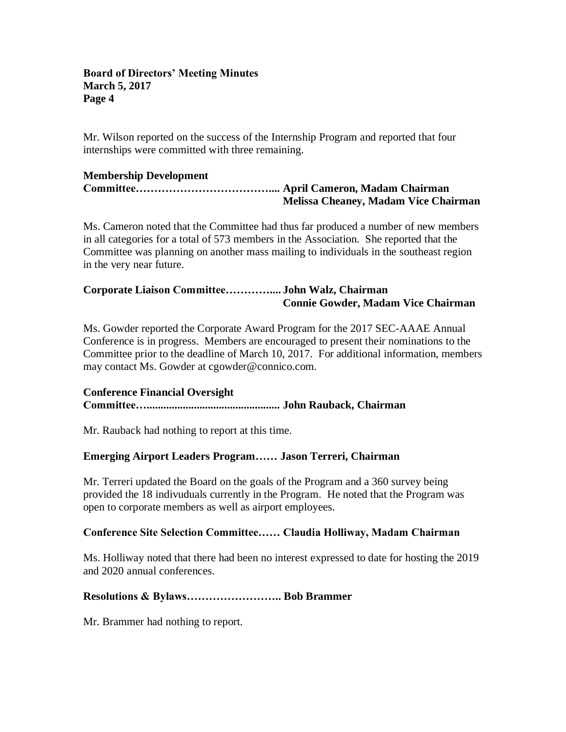Mr. Wilson reported on the success of the Internship Program and reported that four internships were committed with three remaining.

**Membership Development Committee…………………………….... April Cameron, Madam Chairman**
**Melissa Cheaney, Madam Vice Chairman**

Ms. Cameron noted that the Committee had thus far produced a number of new members in all categories for a total of 573 members in the Association. She reported that the Committee was planning on another mass mailing to individuals in the southeast region in the very near future.

**Corporate Liaison Committee………….... John Walz, Chairman**
**Connie Gowder, Madam Vice Chairman**

Ms. Gowder reported the Corporate Award Program for the 2017 SEC-AAAE Annual Conference is in progress. Members are encouraged to present their nominations to the Committee prior to the deadline of March 10, 2017. For additional information, members may contact Ms. Gowder at cgowder@connico.com.

**Conference Financial Oversight Committee….............................................. John Rauback, Chairman**

Mr. Rauback had nothing to report at this time.

**Emerging Airport Leaders Program…… Jason Terreri, Chairman**

Mr. Terreri updated the Board on the goals of the Program and a 360 survey being provided the 18 indivuduals currently in the Program. He noted that the Program was open to corporate members as well as airport employees.

**Conference Site Selection Committee…… Claudia Holliway, Madam Chairman**

Ms. Holliway noted that there had been no interest expressed to date for hosting the 2019 and 2020 annual conferences.

**Resolutions & Bylaws…………………….. Bob Brammer**

Mr. Brammer had nothing to report.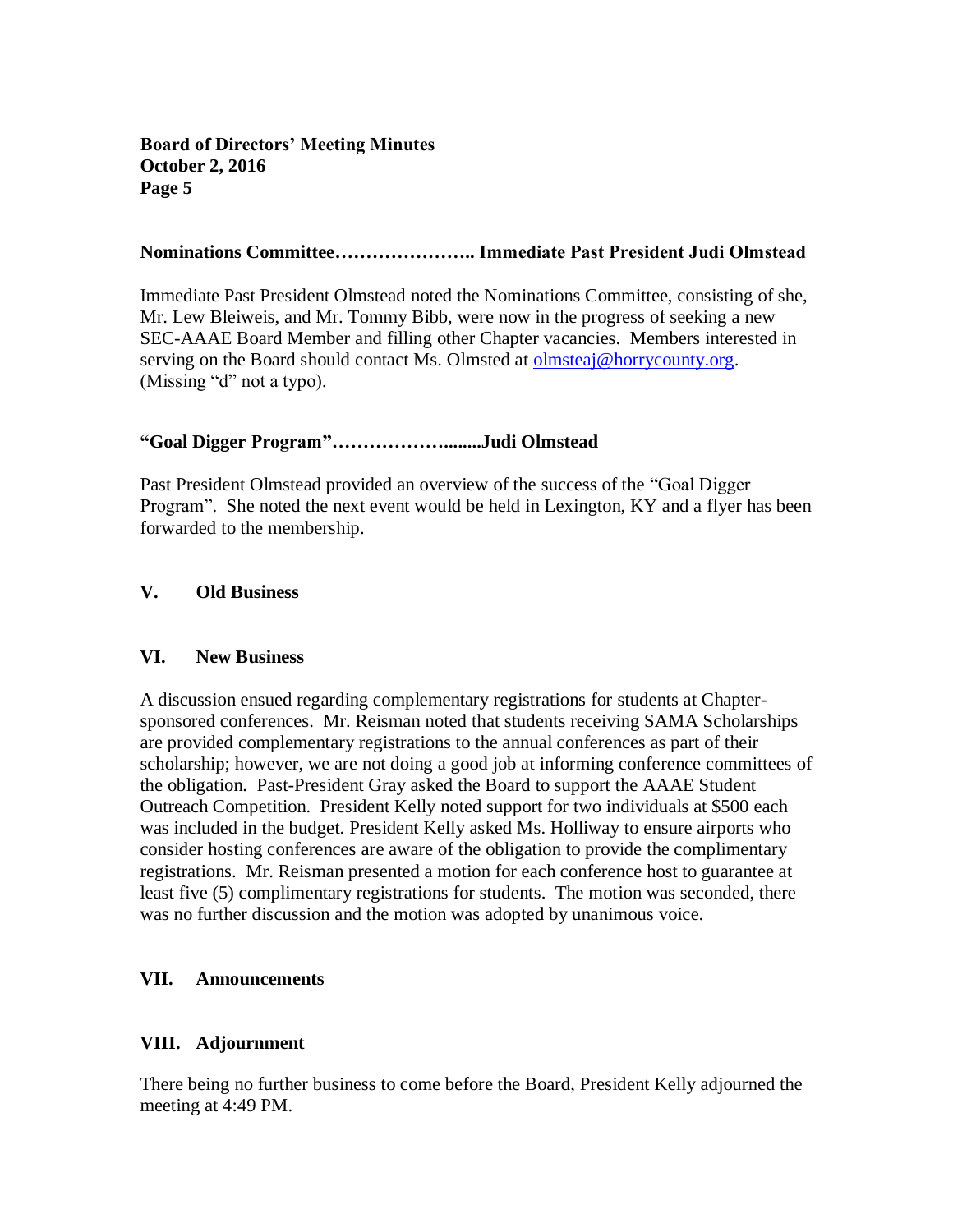**Nominations Committee………………….. Immediate Past President Judi Olmstead**

Immediate Past President Olmstead noted the Nominations Committee, consisting of she, Mr. Lew Bleiweis, and Mr. Tommy Bibb, were now in the progress of seeking a new SEC-AAAE Board Member and filling other Chapter vacancies. Members interested in serving on the Board should contact Ms. Olmsted at olmsteaj@horrycounty.org. (Missing "d" not a typo).

**"Goal Digger Program"……………….......Judi Olmstead**

Past President Olmstead provided an overview of the success of the "Goal Digger Program". She noted the next event would be held in Lexington, KY and a flyer has been forwarded to the membership.

## V. Old Business

## VI. New Business

A discussion ensued regarding complementary registrations for students at Chapter-sponsored conferences. Mr. Reisman noted that students receiving SAMA Scholarships are provided complementary registrations to the annual conferences as part of their scholarship; however, we are not doing a good job at informing conference committees of the obligation. Past-President Gray asked the Board to support the AAAE Student Outreach Competition. President Kelly noted support for two individuals at $500 each was included in the budget. President Kelly asked Ms. Holliway to ensure airports who consider hosting conferences are aware of the obligation to provide the complimentary registrations. Mr. Reisman presented a motion for each conference host to guarantee at least five (5) complimentary registrations for students. The motion was seconded, there was no further discussion and the motion was adopted by unanimous voice.

## VII. Announcements

## VIII. Adjournment

There being no further business to come before the Board, President Kelly adjourned the meeting at 4:49 PM.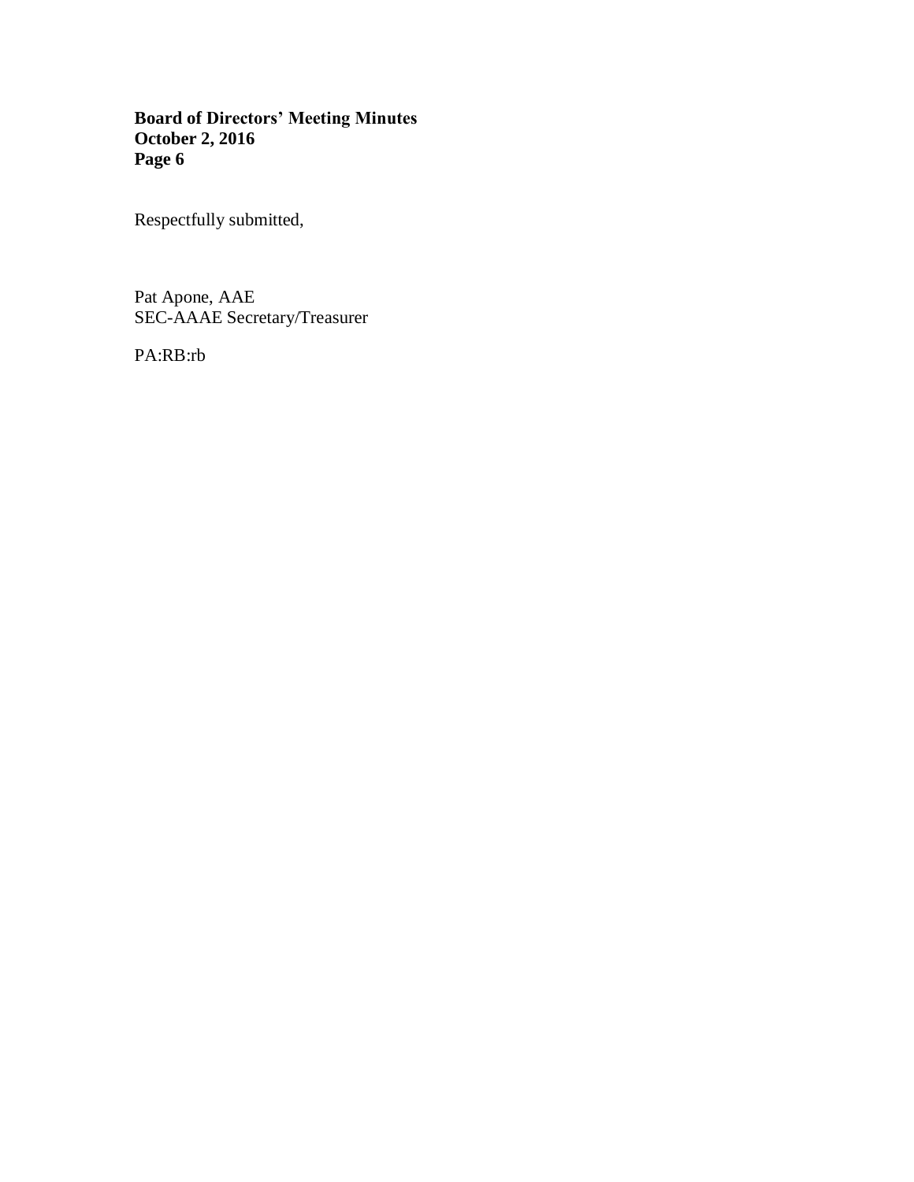Respectfully submitted,

Pat Apone, AAE
SEC-AAAE Secretary/Treasurer

PA:RB:rb